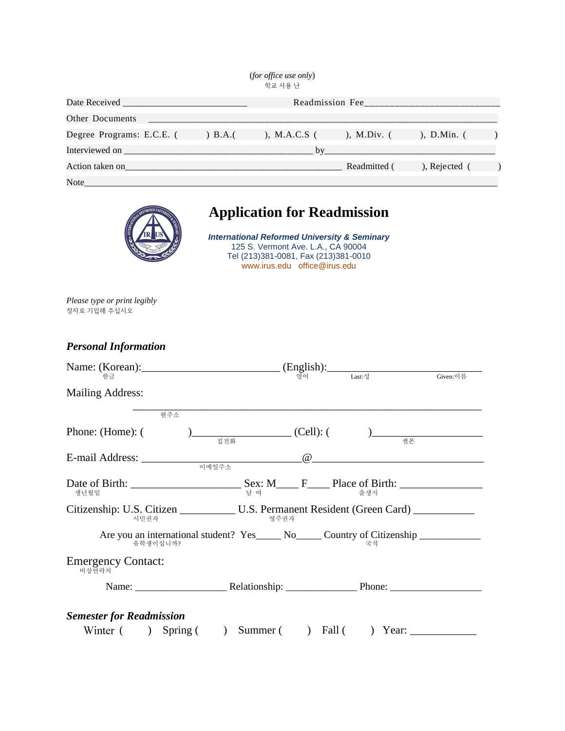(*for office use only*)
학교 사용 난

Date Received ___________________________ Readmission Fee___________________________

Other Documents ______________________________________________________________________

Degree Programs: E.C.E. ( ) B.A.( ), M.A.C.S ( ), M.Div. ( ), D.Min. ( )

Interviewed on ________________________________________ by____________________________________

Action taken on______________________________________________ Readmitted ( ), Rejected ( )

Note__________________________________________________________________________________

# Application for Readmission

***International Reformed University & Seminary***
125 S. Vermont Ave. L.A., CA 90004
Tel (213)381-0081, Fax (213)381-0010
www.irus.edu office@irus.edu

*Please type or print legibly*
정자로 기입해 주십시오

## *Personal Information*

Name: (Korean):__________________________ (English):_____________________________
한글 영어 Last:성 Given:이름

Mailing Address:
_____________________________________________________________________
현주소

Phone: (Home): ( )___________________ (Cell): ( )____________________
집전화 셀폰

E-mail Address: ______________________________@______________________________
이메일주소

Date of Birth: ____________________ Sex: M____ F____ Place of Birth: _______________
생년월일 남 여 출생지

Citizenship: U.S. Citizen __________ U.S. Permanent Resident (Green Card) ___________
시민권자 영주권자

Are you an international student? Yes_____ No_____ Country of Citizenship ___________
유학생이십니까? 국적

Emergency Contact:
비상연락처

Name: _________________ Relationship: ______________ Phone: _________________

## *Semester for Readmission*

Winter ( ) Spring ( ) Summer ( ) Fall ( ) Year: ____________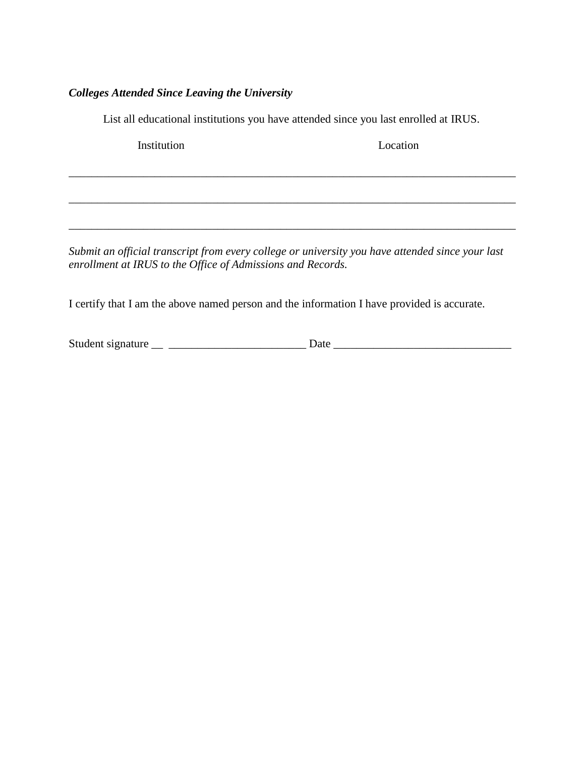***Colleges Attended Since Leaving the University***

List all educational institutions you have attended since you last enrolled at IRUS.

Institution Location

_______________________________________________________________________________

_______________________________________________________________________________

_______________________________________________________________________________

*Submit an official transcript from every college or university you have attended since your last enrollment at IRUS to the Office of Admissions and Records.*

I certify that I am the above named person and the information I have provided is accurate.

Student signature __ ________________________ Date _______________________________